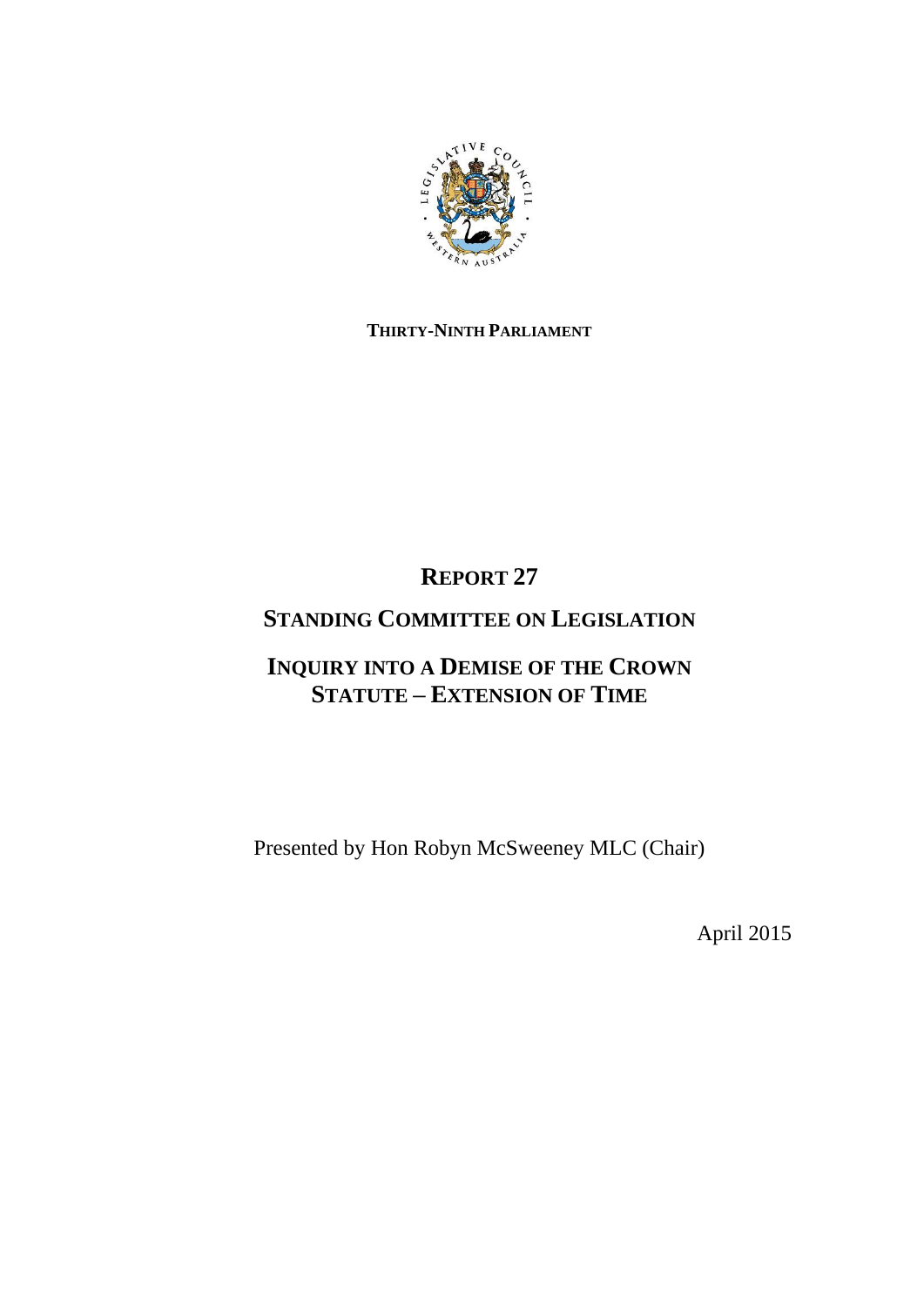**THIRTY-NINTH PARLIAMENT**

# REPORT 27

## STANDING COMMITTEE ON LEGISLATION

## INQUIRY INTO A DEMISE OF THE CROWN STATUTE – EXTENSION OF TIME

Presented by Hon Robyn McSweeney MLC (Chair)

April 2015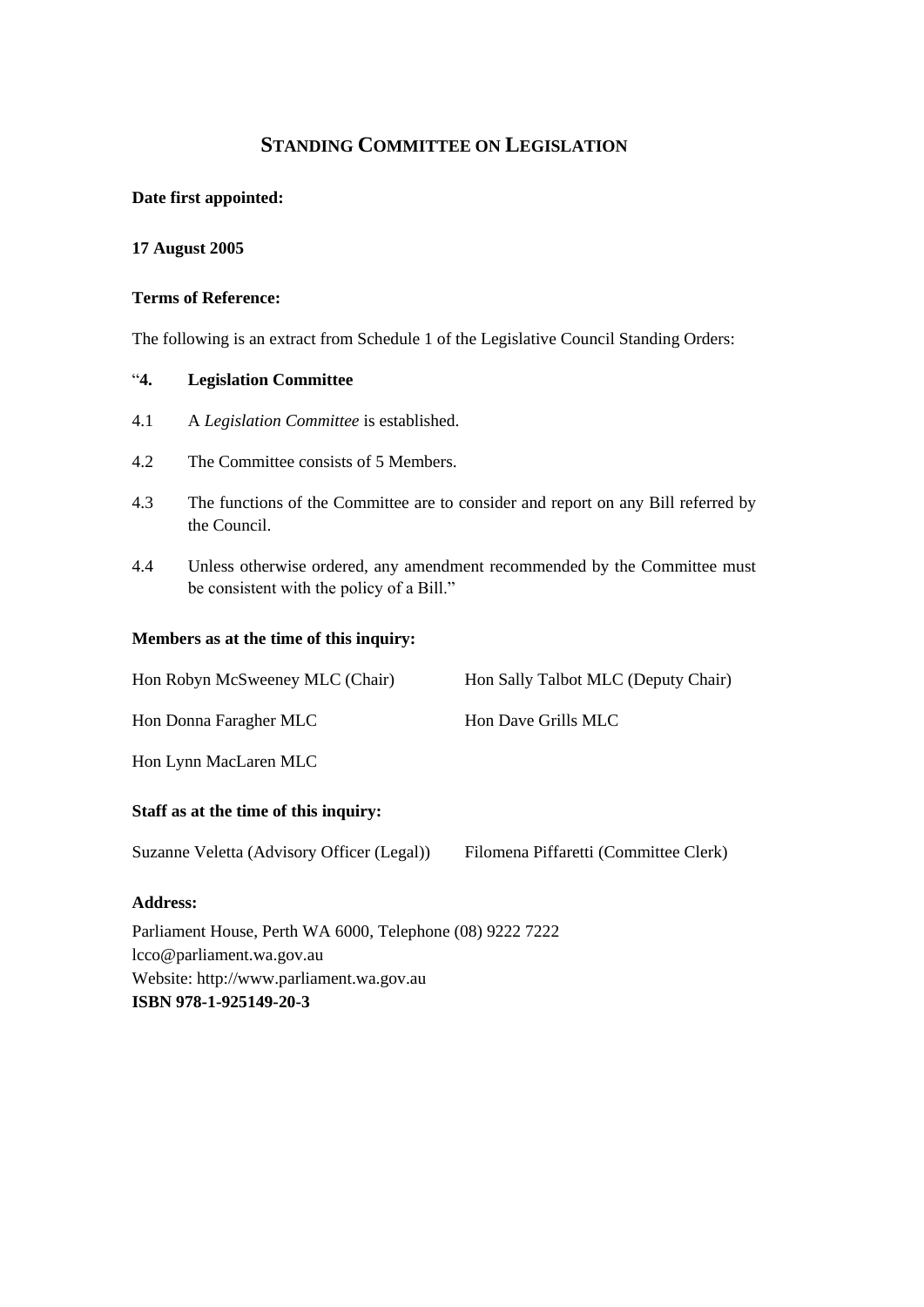# STANDING COMMITTEE ON LEGISLATION

**Date first appointed:**

**17 August 2005**

**Terms of Reference:**

The following is an extract from Schedule 1 of the Legislative Council Standing Orders:

"**4. Legislation Committee**

4.1 A *Legislation Committee* is established.

4.2 The Committee consists of 5 Members.

4.3 The functions of the Committee are to consider and report on any Bill referred by the Council.

4.4 Unless otherwise ordered, any amendment recommended by the Committee must be consistent with the policy of a Bill."

**Members as at the time of this inquiry:**

Hon Robyn McSweeney MLC (Chair)

Hon Sally Talbot MLC (Deputy Chair)

Hon Donna Faragher MLC

Hon Dave Grills MLC

Hon Lynn MacLaren MLC

**Staff as at the time of this inquiry:**

Suzanne Veletta (Advisory Officer (Legal))

Filomena Piffaretti (Committee Clerk)

**Address:**

Parliament House, Perth WA 6000, Telephone (08) 9222 7222
lcco@parliament.wa.gov.au
Website: http://www.parliament.wa.gov.au
**ISBN 978-1-925149-20-3**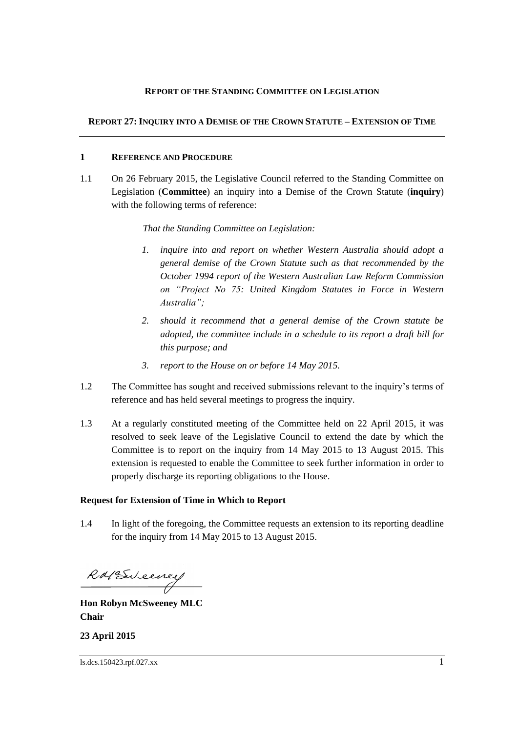**REPORT OF THE STANDING COMMITTEE ON LEGISLATION**

**REPORT 27: INQUIRY INTO A DEMISE OF THE CROWN STATUTE – EXTENSION OF TIME**

---

## 1 REFERENCE AND PROCEDURE

1.1 On 26 February 2015, the Legislative Council referred to the Standing Committee on Legislation (**Committee**) an inquiry into a Demise of the Crown Statute (**inquiry**) with the following terms of reference:

> *That the Standing Committee on Legislation:*
>
> 1. *inquire into and report on whether Western Australia should adopt a general demise of the Crown Statute such as that recommended by the October 1994 report of the Western Australian Law Reform Commission on "Project No 75: United Kingdom Statutes in Force in Western Australia";*
> 2. *should it recommend that a general demise of the Crown statute be adopted, the committee include in a schedule to its report a draft bill for this purpose; and*
> 3. *report to the House on or before 14 May 2015.*

1.2 The Committee has sought and received submissions relevant to the inquiry's terms of reference and has held several meetings to progress the inquiry.

1.3 At a regularly constituted meeting of the Committee held on 22 April 2015, it was resolved to seek leave of the Legislative Council to extend the date by which the Committee is to report on the inquiry from 14 May 2015 to 13 August 2015. This extension is requested to enable the Committee to seek further information in order to properly discharge its reporting obligations to the House.

**Request for Extension of Time in Which to Report**

1.4 In light of the foregoing, the Committee requests an extension to its reporting deadline for the inquiry from 14 May 2015 to 13 August 2015.

**Hon Robyn McSweeney MLC**
**Chair**

**23 April 2015**

ls.dcs.150423.rpf.027.xx